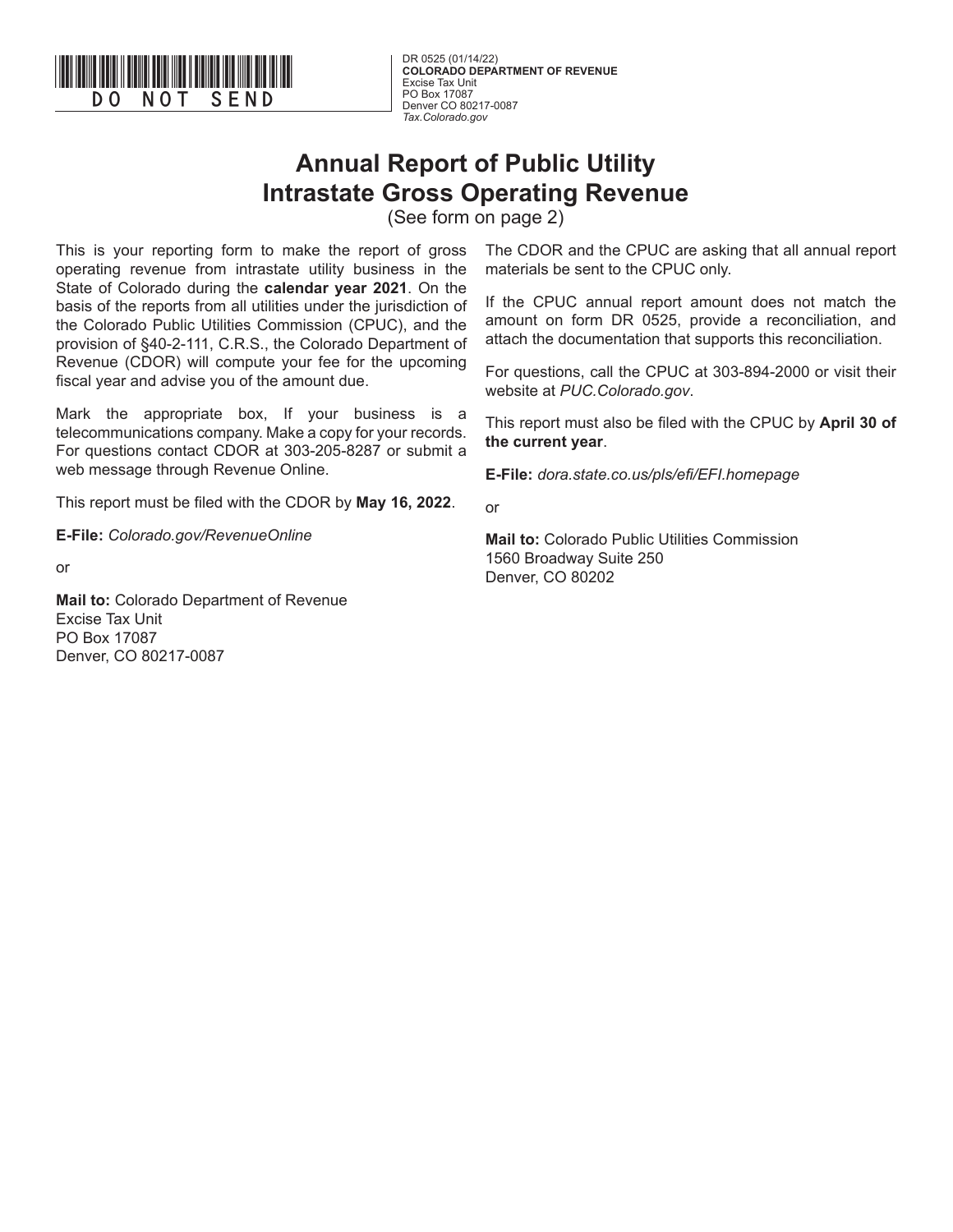DO NOT SEND

DR 0525 (01/14/22)
**COLORADO DEPARTMENT OF REVENUE**
Excise Tax Unit
PO Box 17087
Denver CO 80217-0087
*Tax.Colorado.gov*

# Annual Report of Public Utility Intrastate Gross Operating Revenue

(See form on page 2)

This is your reporting form to make the report of gross operating revenue from intrastate utility business in the State of Colorado during the **calendar year 2021**. On the basis of the reports from all utilities under the jurisdiction of the Colorado Public Utilities Commission (CPUC), and the provision of §40-2-111, C.R.S., the Colorado Department of Revenue (CDOR) will compute your fee for the upcoming fiscal year and advise you of the amount due.

Mark the appropriate box, If your business is a telecommunications company. Make a copy for your records. For questions contact CDOR at 303-205-8287 or submit a web message through Revenue Online.

This report must be filed with the CDOR by **May 16, 2022**.

**E-File:** *Colorado.gov/RevenueOnline*

or

**Mail to:** Colorado Department of Revenue
Excise Tax Unit
PO Box 17087
Denver, CO 80217-0087

The CDOR and the CPUC are asking that all annual report materials be sent to the CPUC only.

If the CPUC annual report amount does not match the amount on form DR 0525, provide a reconciliation, and attach the documentation that supports this reconciliation.

For questions, call the CPUC at 303-894-2000 or visit their website at *PUC.Colorado.gov*.

This report must also be filed with the CPUC by **April 30 of the current year**.

**E-File:** *dora.state.co.us/pls/efi/EFI.homepage*

or

**Mail to:** Colorado Public Utilities Commission
1560 Broadway Suite 250
Denver, CO 80202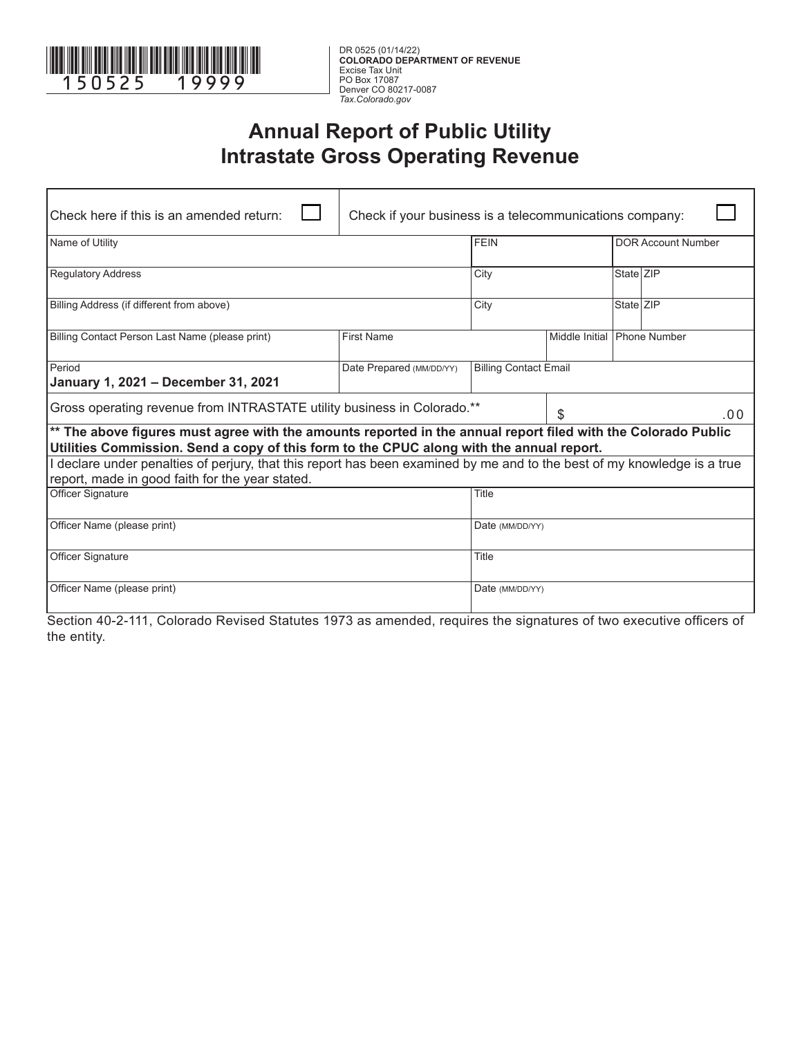150525 19999

DR 0525 (01/14/22)
**COLORADO DEPARTMENT OF REVENUE**
Excise Tax Unit
PO Box 17087
Denver CO 80217-0087
*Tax.Colorado.gov*

# Annual Report of Public Utility Intrastate Gross Operating Revenue

| | | | | |
|---|---|---|---|---|
| Check here if this is an amended return: ☐ | Check if your business is a telecommunications company: ☐ | | | |
| Name of Utility | | FEIN | | DOR Account Number |
| Regulatory Address | | City | | State / ZIP |
| Billing Address (if different from above) | | City | | State / ZIP |
| Billing Contact Person Last Name (please print) | First Name | | Middle Initial | Phone Number |
| Period **January 1, 2021 – December 31, 2021** | Date Prepared (MM/DD/YY) | Billing Contact Email | | |
| Gross operating revenue from INTRASTATE utility business in Colorado.** | | | $ .00 | |

**** The above figures must agree with the amounts reported in the annual report filed with the Colorado Public Utilities Commission. Send a copy of this form to the CPUC along with the annual report.**

I declare under penalties of perjury, that this report has been examined by me and to the best of my knowledge is a true report, made in good faith for the year stated.

| | |
|---|---|
| Officer Signature | Title |
| Officer Name (please print) | Date (MM/DD/YY) |
| Officer Signature | Title |
| Officer Name (please print) | Date (MM/DD/YY) |

Section 40-2-111, Colorado Revised Statutes 1973 as amended, requires the signatures of two executive officers of the entity.